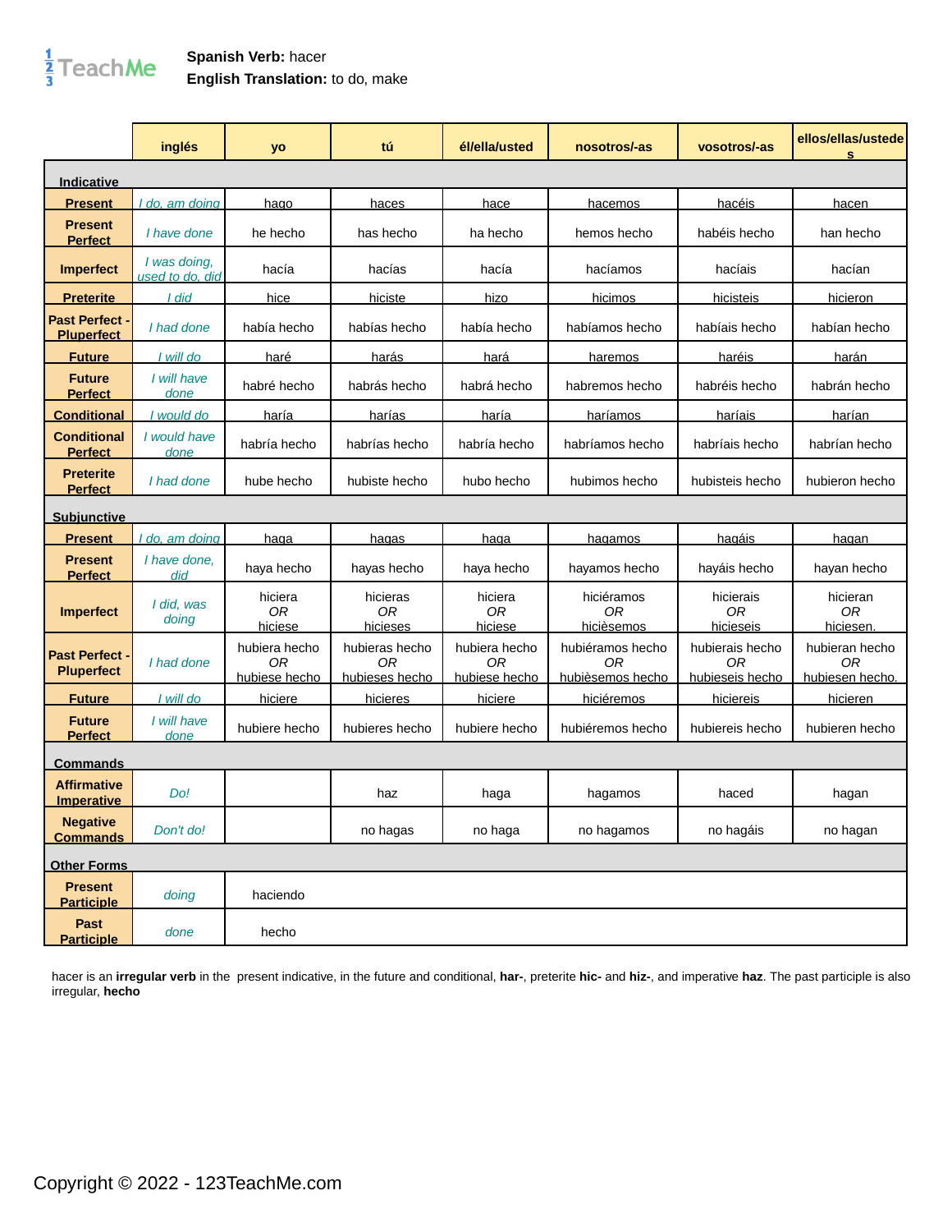**Spanish Verb:** hacer
**English Translation:** to do, make

| | inglés | yo | tú | él/ella/usted | nosotros/-as | vosotros/-as | ellos/ellas/ustedes |
|---|---|---|---|---|---|---|---|
| **Indicative** | | | | | | | |
| **Present** | *I do, am doing* | hago | haces | hace | hacemos | hacéis | hacen |
| **Present Perfect** | *I have done* | he hecho | has hecho | ha hecho | hemos hecho | habéis hecho | han hecho |
| **Imperfect** | *I was doing, used to do, did* | hacía | hacías | hacía | hacíamos | hacíais | hacían |
| **Preterite** | *I did* | hice | hiciste | hizo | hicimos | hicisteis | hicieron |
| **Past Perfect - Pluperfect** | *I had done* | había hecho | habías hecho | había hecho | habíamos hecho | habíais hecho | habían hecho |
| **Future** | *I will do* | haré | harás | hará | haremos | haréis | harán |
| **Future Perfect** | *I will have done* | habré hecho | habrás hecho | habrá hecho | habremos hecho | habréis hecho | habrán hecho |
| **Conditional** | *I would do* | haría | harías | haría | haríamos | haríais | harían |
| **Conditional Perfect** | *I would have done* | habría hecho | habrías hecho | habría hecho | habríamos hecho | habríais hecho | habrían hecho |
| **Preterite Perfect** | *I had done* | hube hecho | hubiste hecho | hubo hecho | hubimos hecho | hubisteis hecho | hubieron hecho |
| **Subjunctive** | | | | | | | |
| **Present** | *I do, am doing* | haga | hagas | haga | hagamos | hagáis | hagan |
| **Present Perfect** | *I have done, did* | haya hecho | hayas hecho | haya hecho | hayamos hecho | hayáis hecho | hayan hecho |
| **Imperfect** | *I did, was doing* | hiciera *OR* hiciese | hicieras *OR* hicieses | hiciera *OR* hiciese | hiciéramos *OR* hicièsemos | hicierais *OR* hicieseis | hicieran *OR* hiciesen. |
| **Past Perfect - Pluperfect** | *I had done* | hubiera hecho *OR* hubiese hecho | hubieras hecho *OR* hubieses hecho | hubiera hecho *OR* hubiese hecho | hubiéramos hecho *OR* hubièsemos hecho | hubierais hecho *OR* hubieseis hecho | hubieran hecho *OR* hubiesen hecho. |
| **Future** | *I will do* | hiciere | hicieres | hiciere | hiciéremos | hiciereis | hicieren |
| **Future Perfect** | *I will have done* | hubiere hecho | hubieres hecho | hubiere hecho | hubiéremos hecho | hubiereis hecho | hubieren hecho |
| **Commands** | | | | | | | |
| **Affirmative Imperative** | *Do!* | | haz | haga | hagamos | haced | hagan |
| **Negative Commands** | *Don't do!* | | no hagas | no haga | no hagamos | no hagáis | no hagan |
| **Other Forms** | | | | | | | |
| **Present Participle** | *doing* | haciendo | | | | | |
| **Past Participle** | *done* | hecho | | | | | |

hacer is an **irregular verb** in the present indicative, in the future and conditional, **har-**, preterite **hic-** and **hiz-**, and imperative **haz**. The past participle is also irregular, **hecho**

Copyright © 2022 - 123TeachMe.com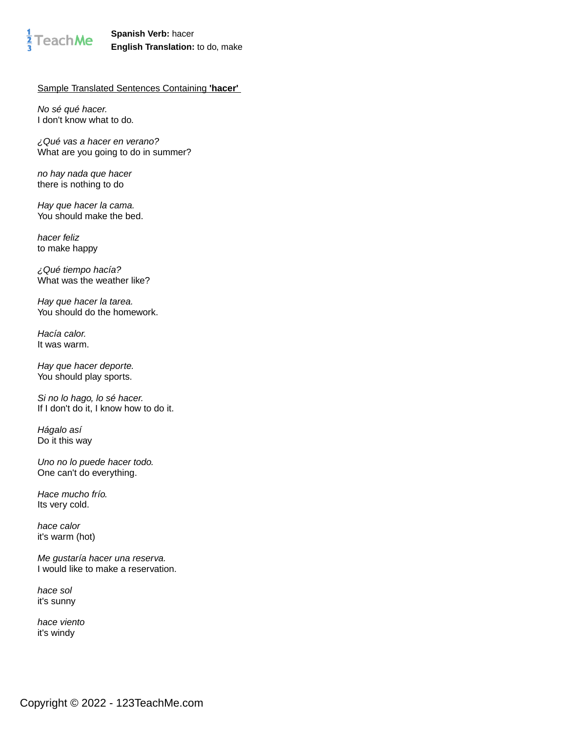**Spanish Verb:** hacer
**English Translation:** to do, make

<u>Sample Translated Sentences Containing **'hacer'**</u>

*No sé qué hacer.*
I don't know what to do.

*¿Qué vas a hacer en verano?*
What are you going to do in summer?

*no hay nada que hacer*
there is nothing to do

*Hay que hacer la cama.*
You should make the bed.

*hacer feliz*
to make happy

*¿Qué tiempo hacía?*
What was the weather like?

*Hay que hacer la tarea.*
You should do the homework.

*Hacía calor.*
It was warm.

*Hay que hacer deporte.*
You should play sports.

*Si no lo hago, lo sé hacer.*
If I don't do it, I know how to do it.

*Hágalo así*
Do it this way

*Uno no lo puede hacer todo.*
One can't do everything.

*Hace mucho frío.*
Its very cold.

*hace calor*
it's warm (hot)

*Me gustaría hacer una reserva.*
I would like to make a reservation.

*hace sol*
it's sunny

*hace viento*
it's windy

Copyright © 2022 - 123TeachMe.com